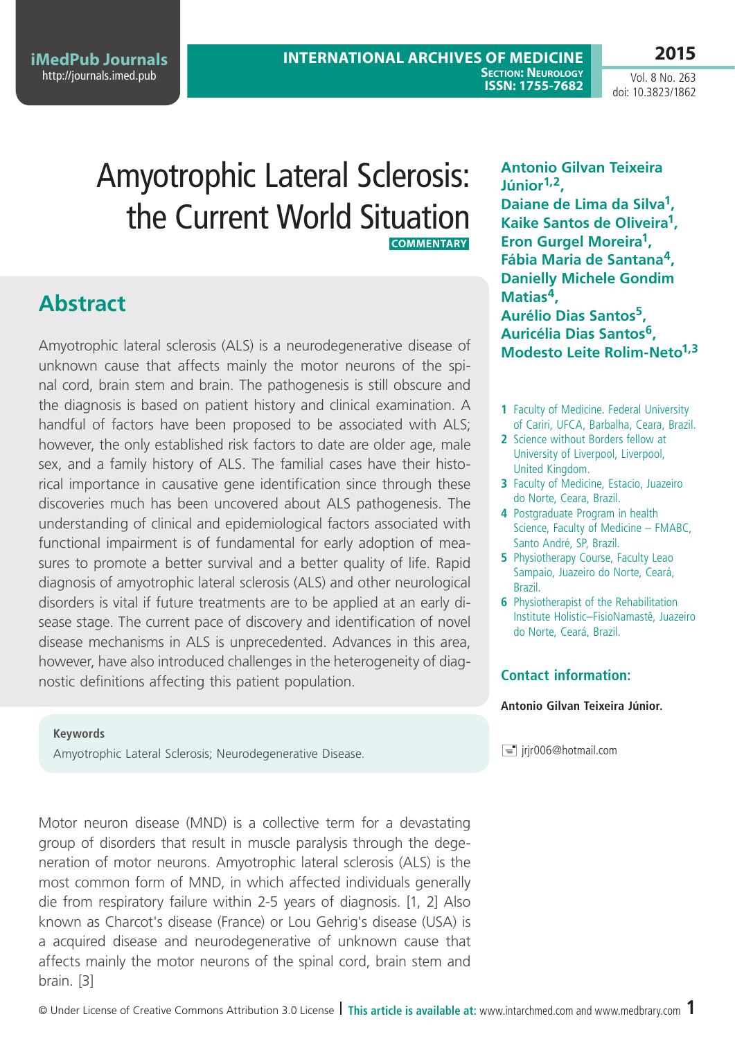# Amyotrophic Lateral Sclerosis: the Current World Situation

COMMENTARY

**Antonio Gilvan Teixeira Júnior[1,2], Daiane de Lima da Silva[1], Kaike Santos de Oliveira[1], Eron Gurgel Moreira[1], Fábia Maria de Santana[4], Danielly Michele Gondim Matias[4], Aurélio Dias Santos[5], Auricélia Dias Santos[6], Modesto Leite Rolim-Neto[1,3]**

1 Faculty of Medicine. Federal University of Cariri, UFCA, Barbalha, Ceara, Brazil.
2 Science without Borders fellow at University of Liverpool, Liverpool, United Kingdom.
3 Faculty of Medicine, Estacio, Juazeiro do Norte, Ceara, Brazil.
4 Postgraduate Program in health Science, Faculty of Medicine – FMABC, Santo André, SP, Brazil.
5 Physiotherapy Course, Faculty Leao Sampaio, Juazeiro do Norte, Ceará, Brazil.
6 Physiotherapist of the Rehabilitation Institute Holistic–FisioNamastê, Juazeiro do Norte, Ceará, Brazil.

### Contact information:

**Antonio Gilvan Teixeira Júnior.**

jrjr006@hotmail.com

## Abstract

Amyotrophic lateral sclerosis (ALS) is a neurodegenerative disease of unknown cause that affects mainly the motor neurons of the spinal cord, brain stem and brain. The pathogenesis is still obscure and the diagnosis is based on patient history and clinical examination. A handful of factors have been proposed to be associated with ALS; however, the only established risk factors to date are older age, male sex, and a family history of ALS. The familial cases have their historical importance in causative gene identification since through these discoveries much has been uncovered about ALS pathogenesis. The understanding of clinical and epidemiological factors associated with functional impairment is of fundamental for early adoption of measures to promote a better survival and a better quality of life. Rapid diagnosis of amyotrophic lateral sclerosis (ALS) and other neurological disorders is vital if future treatments are to be applied at an early disease stage. The current pace of discovery and identification of novel disease mechanisms in ALS is unprecedented. Advances in this area, however, have also introduced challenges in the heterogeneity of diagnostic definitions affecting this patient population.

**Keywords**

Amyotrophic Lateral Sclerosis; Neurodegenerative Disease.

Motor neuron disease (MND) is a collective term for a devastating group of disorders that result in muscle paralysis through the degeneration of motor neurons. Amyotrophic lateral sclerosis (ALS) is the most common form of MND, in which affected individuals generally die from respiratory failure within 2-5 years of diagnosis. [1, 2] Also known as Charcot's disease (France) or Lou Gehrig's disease (USA) is a acquired disease and neurodegenerative of unknown cause that affects mainly the motor neurons of the spinal cord, brain stem and brain. [3]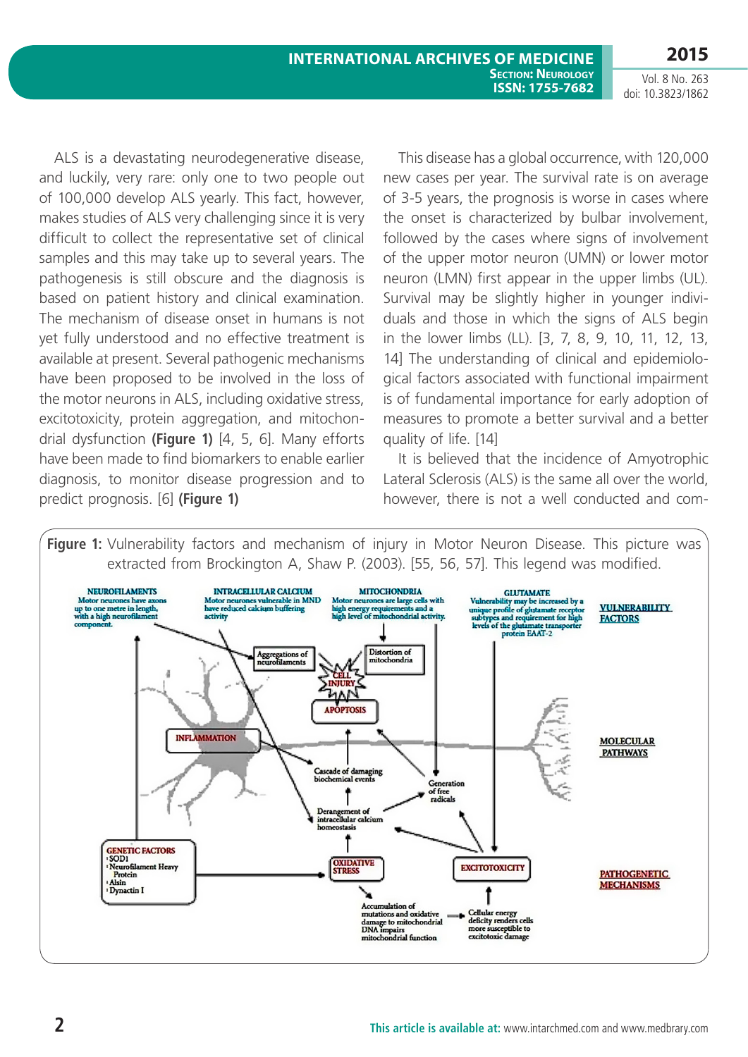ALS is a devastating neurodegenerative disease, and luckily, very rare: only one to two people out of 100,000 develop ALS yearly. This fact, however, makes studies of ALS very challenging since it is very difficult to collect the representative set of clinical samples and this may take up to several years. The pathogenesis is still obscure and the diagnosis is based on patient history and clinical examination. The mechanism of disease onset in humans is not yet fully understood and no effective treatment is available at present. Several pathogenic mechanisms have been proposed to be involved in the loss of the motor neurons in ALS, including oxidative stress, excitotoxicity, protein aggregation, and mitochondrial dysfunction **(Figure 1)** [4, 5, 6]. Many efforts have been made to find biomarkers to enable earlier diagnosis, to monitor disease progression and to predict prognosis. [6] **(Figure 1)**

This disease has a global occurrence, with 120,000 new cases per year. The survival rate is on average of 3-5 years, the prognosis is worse in cases where the onset is characterized by bulbar involvement, followed by the cases where signs of involvement of the upper motor neuron (UMN) or lower motor neuron (LMN) first appear in the upper limbs (UL). Survival may be slightly higher in younger individuals and those in which the signs of ALS begin in the lower limbs (LL). [3, 7, 8, 9, 10, 11, 12, 13, 14] The understanding of clinical and epidemiological factors associated with functional impairment is of fundamental importance for early adoption of measures to promote a better survival and a better quality of life. [14]

It is believed that the incidence of Amyotrophic Lateral Sclerosis (ALS) is the same all over the world, however, there is not a well conducted and com-

**Figure 1:** Vulnerability factors and mechanism of injury in Motor Neuron Disease. This picture was extracted from Brockington A, Shaw P. (2003). [55, 56, 57]. This legend was modified.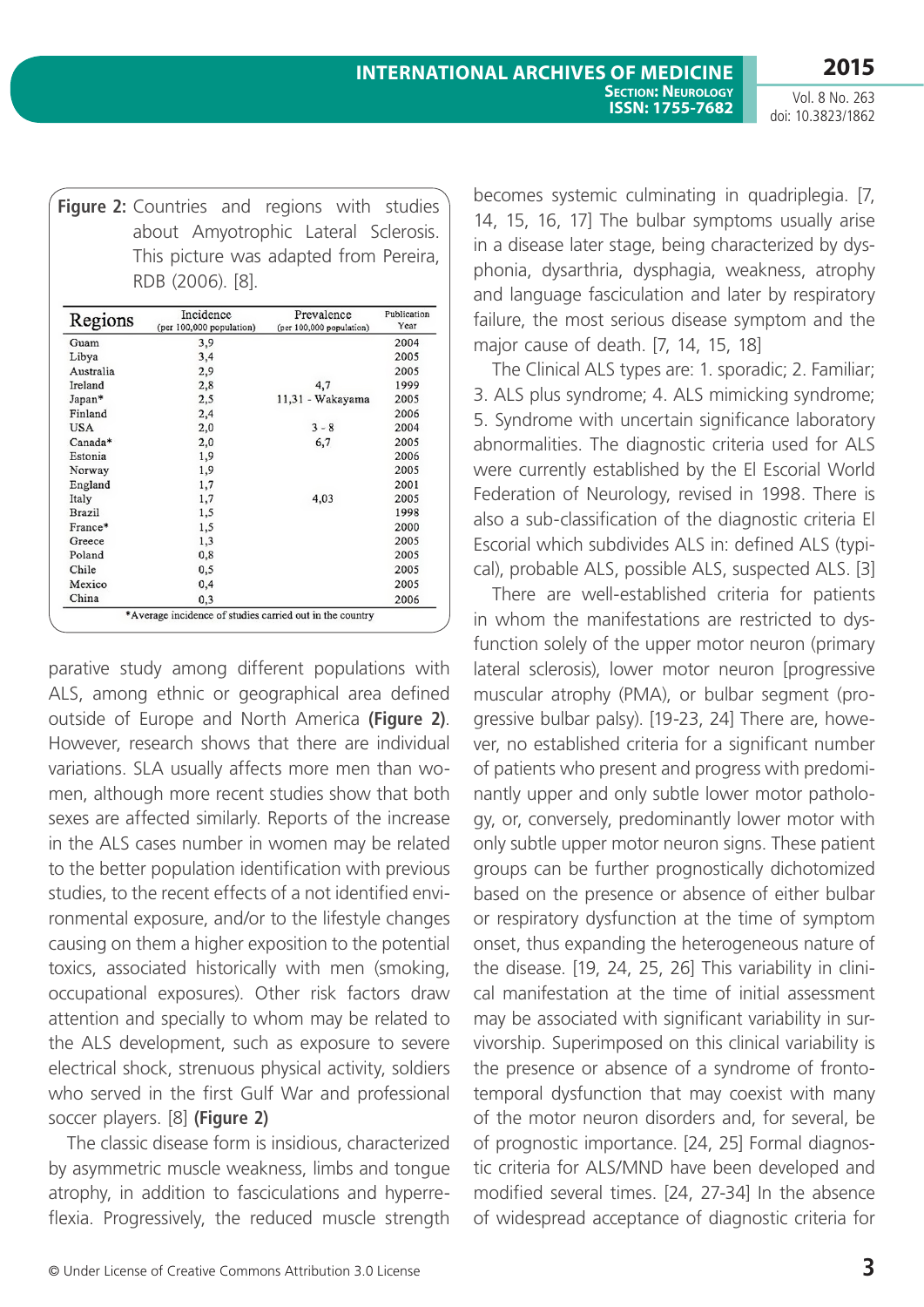**Figure 2:** Countries and regions with studies about Amyotrophic Lateral Sclerosis. This picture was adapted from Pereira, RDB (2006). [8].

| Regions | Incidence (per 100,000 population) | Prevalence (per 100,000 population) | Publication Year |
|---|---|---|---|
| Guam | 3,9 | | 2004 |
| Libya | 3,4 | | 2005 |
| Australia | 2,9 | | 2005 |
| Ireland | 2,8 | 4,7 | 1999 |
| Japan* | 2,5 | 11,31 - Wakayama | 2005 |
| Finland | 2,4 | | 2006 |
| USA | 2,0 | 3 - 8 | 2004 |
| Canada* | 2,0 | 6,7 | 2005 |
| Estonia | 1,9 | | 2006 |
| Norway | 1,9 | | 2005 |
| England | 1,7 | | 2001 |
| Italy | 1,7 | 4,03 | 2005 |
| Brazil | 1,5 | | 1998 |
| France* | 1,5 | | 2000 |
| Greece | 1,3 | | 2005 |
| Poland | 0,8 | | 2005 |
| Chile | 0,5 | | 2005 |
| Mexico | 0,4 | | 2005 |
| China | 0,3 | | 2006 |

*Average incidence of studies carried out in the country

parative study among different populations with ALS, among ethnic or geographical area defined outside of Europe and North America **(Figure 2)**. However, research shows that there are individual variations. SLA usually affects more men than women, although more recent studies show that both sexes are affected similarly. Reports of the increase in the ALS cases number in women may be related to the better population identification with previous studies, to the recent effects of a not identified environmental exposure, and/or to the lifestyle changes causing on them a higher exposition to the potential toxics, associated historically with men (smoking, occupational exposures). Other risk factors draw attention and specially to whom may be related to the ALS development, such as exposure to severe electrical shock, strenuous physical activity, soldiers who served in the first Gulf War and professional soccer players. [8] **(Figure 2)**

The classic disease form is insidious, characterized by asymmetric muscle weakness, limbs and tongue atrophy, in addition to fasciculations and hyperreflexia. Progressively, the reduced muscle strength becomes systemic culminating in quadriplegia. [7, 14, 15, 16, 17] The bulbar symptoms usually arise in a disease later stage, being characterized by dysphonia, dysarthria, dysphagia, weakness, atrophy and language fasciculation and later by respiratory failure, the most serious disease symptom and the major cause of death. [7, 14, 15, 18]

The Clinical ALS types are: 1. sporadic; 2. Familiar; 3. ALS plus syndrome; 4. ALS mimicking syndrome; 5. Syndrome with uncertain significance laboratory abnormalities. The diagnostic criteria used for ALS were currently established by the El Escorial World Federation of Neurology, revised in 1998. There is also a sub-classification of the diagnostic criteria El Escorial which subdivides ALS in: defined ALS (typical), probable ALS, possible ALS, suspected ALS. [3]

There are well-established criteria for patients in whom the manifestations are restricted to dysfunction solely of the upper motor neuron (primary lateral sclerosis), lower motor neuron [progressive muscular atrophy (PMA), or bulbar segment (progressive bulbar palsy). [19-23, 24] There are, however, no established criteria for a significant number of patients who present and progress with predominantly upper and only subtle lower motor pathology, or, conversely, predominantly lower motor with only subtle upper motor neuron signs. These patient groups can be further prognostically dichotomized based on the presence or absence of either bulbar or respiratory dysfunction at the time of symptom onset, thus expanding the heterogeneous nature of the disease. [19, 24, 25, 26] This variability in clinical manifestation at the time of initial assessment may be associated with significant variability in survivorship. Superimposed on this clinical variability is the presence or absence of a syndrome of frontotemporal dysfunction that may coexist with many of the motor neuron disorders and, for several, be of prognostic importance. [24, 25] Formal diagnostic criteria for ALS/MND have been developed and modified several times. [24, 27-34] In the absence of widespread acceptance of diagnostic criteria for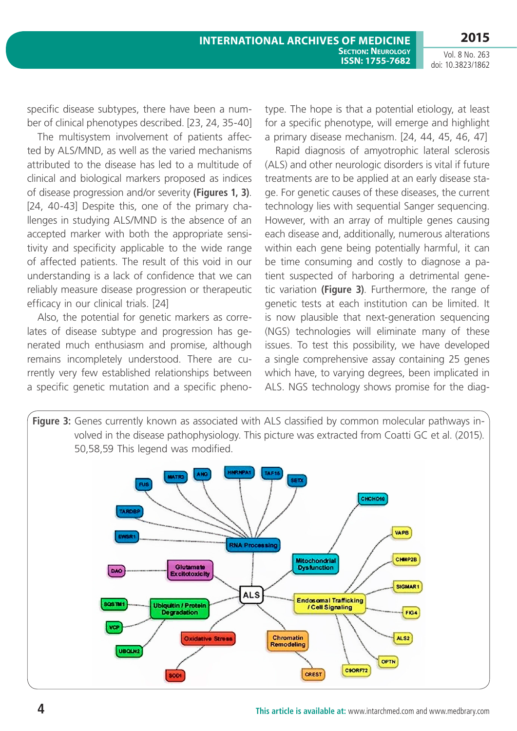specific disease subtypes, there have been a number of clinical phenotypes described. [23, 24, 35-40]

The multisystem involvement of patients affected by ALS/MND, as well as the varied mechanisms attributed to the disease has led to a multitude of clinical and biological markers proposed as indices of disease progression and/or severity **(Figures 1, 3)**. [24, 40-43] Despite this, one of the primary challenges in studying ALS/MND is the absence of an accepted marker with both the appropriate sensitivity and specificity applicable to the wide range of affected patients. The result of this void in our understanding is a lack of confidence that we can reliably measure disease progression or therapeutic efficacy in our clinical trials. [24]

Also, the potential for genetic markers as correlates of disease subtype and progression has generated much enthusiasm and promise, although remains incompletely understood. There are currently very few established relationships between a specific genetic mutation and a specific phenotype. The hope is that a potential etiology, at least for a specific phenotype, will emerge and highlight a primary disease mechanism. [24, 44, 45, 46, 47]

Rapid diagnosis of amyotrophic lateral sclerosis (ALS) and other neurologic disorders is vital if future treatments are to be applied at an early disease stage. For genetic causes of these diseases, the current technology lies with sequential Sanger sequencing. However, with an array of multiple genes causing each disease and, additionally, numerous alterations within each gene being potentially harmful, it can be time consuming and costly to diagnose a patient suspected of harboring a detrimental genetic variation **(Figure 3)**. Furthermore, the range of genetic tests at each institution can be limited. It is now plausible that next-generation sequencing (NGS) technologies will eliminate many of these issues. To test this possibility, we have developed a single comprehensive assay containing 25 genes which have, to varying degrees, been implicated in ALS. NGS technology shows promise for the diag-

**Figure 3:** Genes currently known as associated with ALS classified by common molecular pathways involved in the disease pathophysiology. This picture was extracted from Coatti GC et al. (2015). 50,58,59 This legend was modified.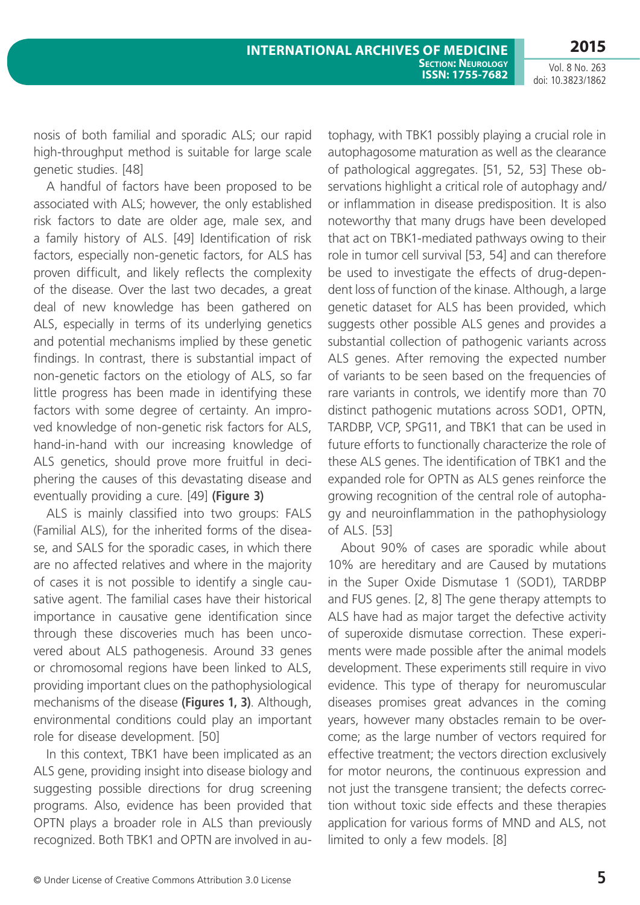nosis of both familial and sporadic ALS; our rapid high-throughput method is suitable for large scale genetic studies. [48]

A handful of factors have been proposed to be associated with ALS; however, the only established risk factors to date are older age, male sex, and a family history of ALS. [49] Identification of risk factors, especially non-genetic factors, for ALS has proven difficult, and likely reflects the complexity of the disease. Over the last two decades, a great deal of new knowledge has been gathered on ALS, especially in terms of its underlying genetics and potential mechanisms implied by these genetic findings. In contrast, there is substantial impact of non-genetic factors on the etiology of ALS, so far little progress has been made in identifying these factors with some degree of certainty. An improved knowledge of non-genetic risk factors for ALS, hand-in-hand with our increasing knowledge of ALS genetics, should prove more fruitful in deciphering the causes of this devastating disease and eventually providing a cure. [49] **(Figure 3)**

ALS is mainly classified into two groups: FALS (Familial ALS), for the inherited forms of the disease, and SALS for the sporadic cases, in which there are no affected relatives and where in the majority of cases it is not possible to identify a single causative agent. The familial cases have their historical importance in causative gene identification since through these discoveries much has been uncovered about ALS pathogenesis. Around 33 genes or chromosomal regions have been linked to ALS, providing important clues on the pathophysiological mechanisms of the disease **(Figures 1, 3)**. Although, environmental conditions could play an important role for disease development. [50]

In this context, TBK1 have been implicated as an ALS gene, providing insight into disease biology and suggesting possible directions for drug screening programs. Also, evidence has been provided that OPTN plays a broader role in ALS than previously recognized. Both TBK1 and OPTN are involved in autophagy, with TBK1 possibly playing a crucial role in autophagosome maturation as well as the clearance of pathological aggregates. [51, 52, 53] These observations highlight a critical role of autophagy and/or inflammation in disease predisposition. It is also noteworthy that many drugs have been developed that act on TBK1-mediated pathways owing to their role in tumor cell survival [53, 54] and can therefore be used to investigate the effects of drug-dependent loss of function of the kinase. Although, a large genetic dataset for ALS has been provided, which suggests other possible ALS genes and provides a substantial collection of pathogenic variants across ALS genes. After removing the expected number of variants to be seen based on the frequencies of rare variants in controls, we identify more than 70 distinct pathogenic mutations across SOD1, OPTN, TARDBP, VCP, SPG11, and TBK1 that can be used in future efforts to functionally characterize the role of these ALS genes. The identification of TBK1 and the expanded role for OPTN as ALS genes reinforce the growing recognition of the central role of autophagy and neuroinflammation in the pathophysiology of ALS. [53]

About 90% of cases are sporadic while about 10% are hereditary and are Caused by mutations in the Super Oxide Dismutase 1 (SOD1), TARDBP and FUS genes. [2, 8] The gene therapy attempts to ALS have had as major target the defective activity of superoxide dismutase correction. These experiments were made possible after the animal models development. These experiments still require in vivo evidence. This type of therapy for neuromuscular diseases promises great advances in the coming years, however many obstacles remain to be overcome; as the large number of vectors required for effective treatment; the vectors direction exclusively for motor neurons, the continuous expression and not just the transgene transient; the defects correction without toxic side effects and these therapies application for various forms of MND and ALS, not limited to only a few models. [8]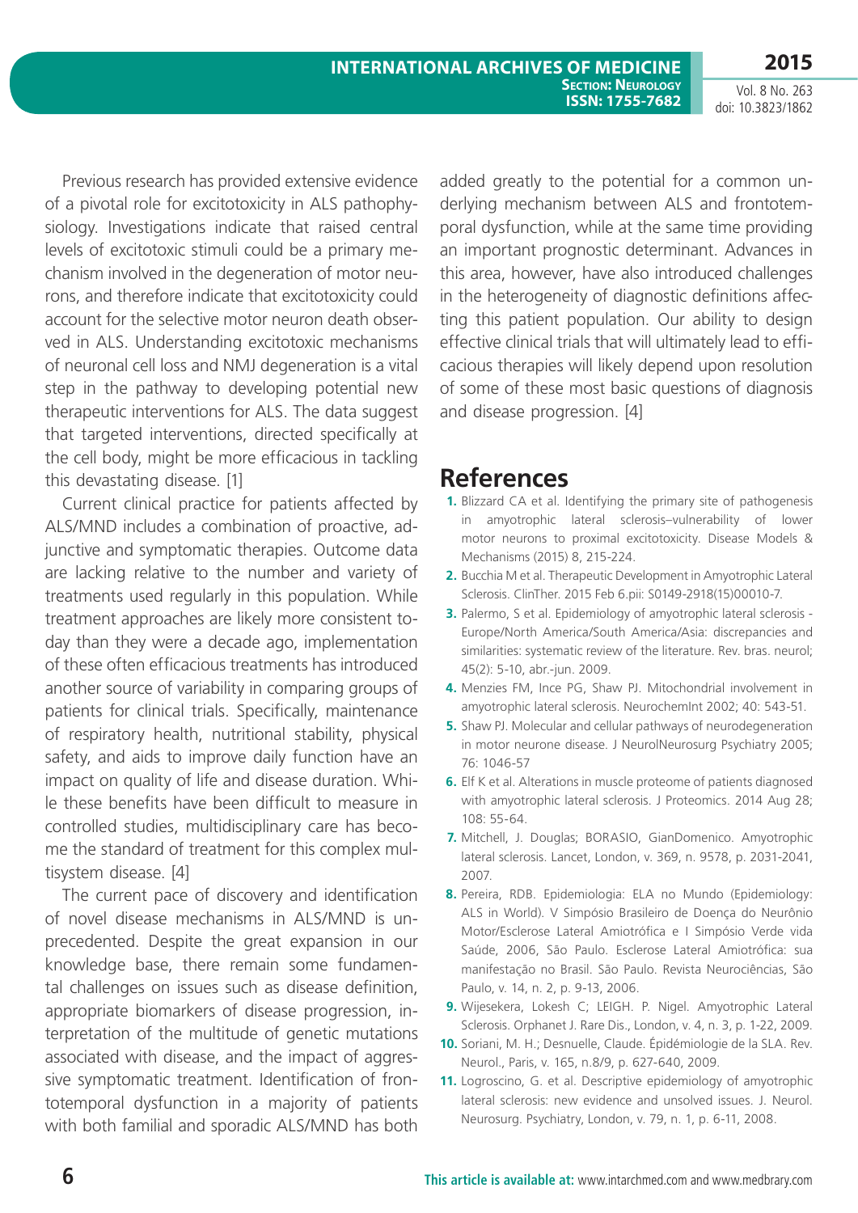Previous research has provided extensive evidence of a pivotal role for excitotoxicity in ALS pathophysiology. Investigations indicate that raised central levels of excitotoxic stimuli could be a primary mechanism involved in the degeneration of motor neurons, and therefore indicate that excitotoxicity could account for the selective motor neuron death observed in ALS. Understanding excitotoxic mechanisms of neuronal cell loss and NMJ degeneration is a vital step in the pathway to developing potential new therapeutic interventions for ALS. The data suggest that targeted interventions, directed specifically at the cell body, might be more efficacious in tackling this devastating disease. [1]

Current clinical practice for patients affected by ALS/MND includes a combination of proactive, adjunctive and symptomatic therapies. Outcome data are lacking relative to the number and variety of treatments used regularly in this population. While treatment approaches are likely more consistent today than they were a decade ago, implementation of these often efficacious treatments has introduced another source of variability in comparing groups of patients for clinical trials. Specifically, maintenance of respiratory health, nutritional stability, physical safety, and aids to improve daily function have an impact on quality of life and disease duration. While these benefits have been difficult to measure in controlled studies, multidisciplinary care has become the standard of treatment for this complex multisystem disease. [4]

The current pace of discovery and identification of novel disease mechanisms in ALS/MND is unprecedented. Despite the great expansion in our knowledge base, there remain some fundamental challenges on issues such as disease definition, appropriate biomarkers of disease progression, interpretation of the multitude of genetic mutations associated with disease, and the impact of aggressive symptomatic treatment. Identification of frontotemporal dysfunction in a majority of patients with both familial and sporadic ALS/MND has both added greatly to the potential for a common underlying mechanism between ALS and frontotemporal dysfunction, while at the same time providing an important prognostic determinant. Advances in this area, however, have also introduced challenges in the heterogeneity of diagnostic definitions affecting this patient population. Our ability to design effective clinical trials that will ultimately lead to efficacious therapies will likely depend upon resolution of some of these most basic questions of diagnosis and disease progression. [4]

## References

1. Blizzard CA et al. Identifying the primary site of pathogenesis in amyotrophic lateral sclerosis–vulnerability of lower motor neurons to proximal excitotoxicity. Disease Models & Mechanisms (2015) 8, 215-224.
2. Bucchia M et al. Therapeutic Development in Amyotrophic Lateral Sclerosis. ClinTher. 2015 Feb 6.pii: S0149-2918(15)00010-7.
3. Palermo, S et al. Epidemiology of amyotrophic lateral sclerosis - Europe/North America/South America/Asia: discrepancies and similarities: systematic review of the literature. Rev. bras. neurol; 45(2): 5-10, abr.-jun. 2009.
4. Menzies FM, Ince PG, Shaw PJ. Mitochondrial involvement in amyotrophic lateral sclerosis. NeurochemInt 2002; 40: 543-51.
5. Shaw PJ. Molecular and cellular pathways of neurodegeneration in motor neurone disease. J NeurolNeurosurg Psychiatry 2005; 76: 1046-57
6. Elf K et al. Alterations in muscle proteome of patients diagnosed with amyotrophic lateral sclerosis. J Proteomics. 2014 Aug 28; 108: 55-64.
7. Mitchell, J. Douglas; BORASIO, GianDomenico. Amyotrophic lateral sclerosis. Lancet, London, v. 369, n. 9578, p. 2031-2041, 2007.
8. Pereira, RDB. Epidemiologia: ELA no Mundo (Epidemiology: ALS in World). V Simpósio Brasileiro de Doença do Neurônio Motor/Esclerose Lateral Amiotrófica e I Simpósio Verde vida Saúde, 2006, São Paulo. Esclerose Lateral Amiotrófica: sua manifestação no Brasil. São Paulo. Revista Neurociências, São Paulo, v. 14, n. 2, p. 9-13, 2006.
9. Wijesekera, Lokesh C; LEIGH. P. Nigel. Amyotrophic Lateral Sclerosis. Orphanet J. Rare Dis., London, v. 4, n. 3, p. 1-22, 2009.
10. Soriani, M. H.; Desnuelle, Claude. Épidémiologie de la SLA. Rev. Neurol., Paris, v. 165, n.8/9, p. 627-640, 2009.
11. Logroscino, G. et al. Descriptive epidemiology of amyotrophic lateral sclerosis: new evidence and unsolved issues. J. Neurol. Neurosurg. Psychiatry, London, v. 79, n. 1, p. 6-11, 2008.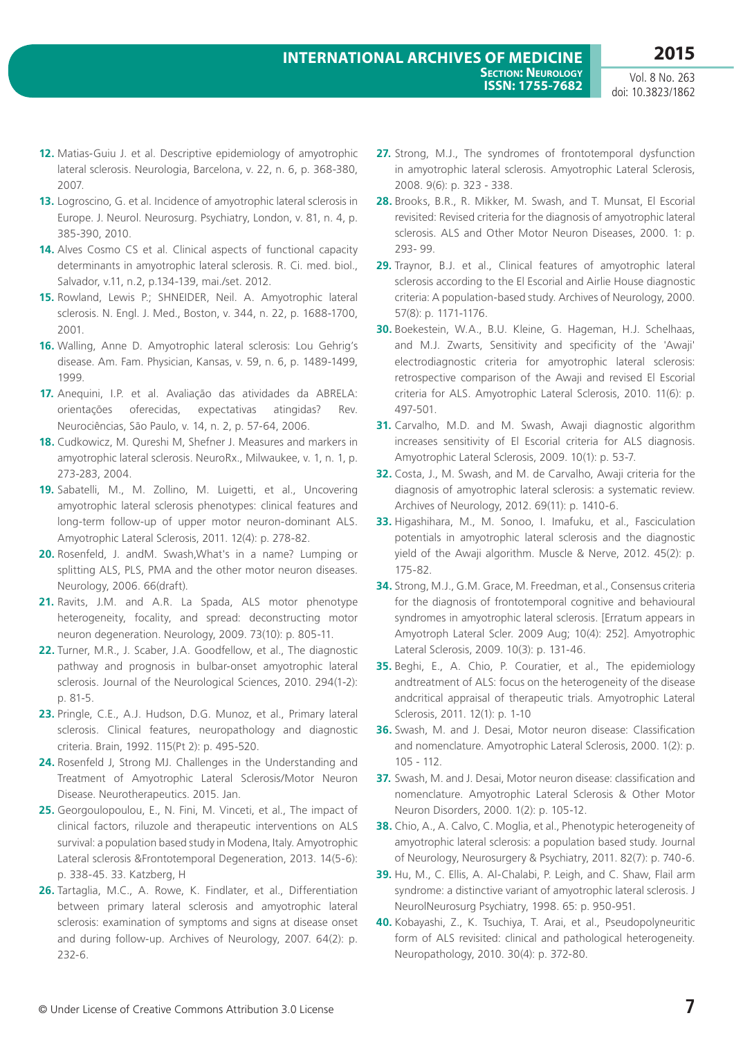12. Matias-Guiu J. et al. Descriptive epidemiology of amyotrophic lateral sclerosis. Neurologia, Barcelona, v. 22, n. 6, p. 368-380, 2007.
13. Logroscino, G. et al. Incidence of amyotrophic lateral sclerosis in Europe. J. Neurol. Neurosurg. Psychiatry, London, v. 81, n. 4, p. 385-390, 2010.
14. Alves Cosmo CS et al. Clinical aspects of functional capacity determinants in amyotrophic lateral sclerosis. R. Ci. med. biol., Salvador, v.11, n.2, p.134-139, mai./set. 2012.
15. Rowland, Lewis P.; SHNEIDER, Neil. A. Amyotrophic lateral sclerosis. N. Engl. J. Med., Boston, v. 344, n. 22, p. 1688-1700, 2001.
16. Walling, Anne D. Amyotrophic lateral sclerosis: Lou Gehrig's disease. Am. Fam. Physician, Kansas, v. 59, n. 6, p. 1489-1499, 1999.
17. Anequini, I.P. et al. Avaliação das atividades da ABRELA: orientações oferecidas, expectativas atingidas? Rev. Neurociências, São Paulo, v. 14, n. 2, p. 57-64, 2006.
18. Cudkowicz, M. Qureshi M, Shefner J. Measures and markers in amyotrophic lateral sclerosis. NeuroRx., Milwaukee, v. 1, n. 1, p. 273-283, 2004.
19. Sabatelli, M., M. Zollino, M. Luigetti, et al., Uncovering amyotrophic lateral sclerosis phenotypes: clinical features and long-term follow-up of upper motor neuron-dominant ALS. Amyotrophic Lateral Sclerosis, 2011. 12(4): p. 278-82.
20. Rosenfeld, J. andM. Swash,What's in a name? Lumping or splitting ALS, PLS, PMA and the other motor neuron diseases. Neurology, 2006. 66(draft).
21. Ravits, J.M. and A.R. La Spada, ALS motor phenotype heterogeneity, focality, and spread: deconstructing motor neuron degeneration. Neurology, 2009. 73(10): p. 805-11.
22. Turner, M.R., J. Scaber, J.A. Goodfellow, et al., The diagnostic pathway and prognosis in bulbar-onset amyotrophic lateral sclerosis. Journal of the Neurological Sciences, 2010. 294(1-2): p. 81-5.
23. Pringle, C.E., A.J. Hudson, D.G. Munoz, et al., Primary lateral sclerosis. Clinical features, neuropathology and diagnostic criteria. Brain, 1992. 115(Pt 2): p. 495-520.
24. Rosenfeld J, Strong MJ. Challenges in the Understanding and Treatment of Amyotrophic Lateral Sclerosis/Motor Neuron Disease. Neurotherapeutics. 2015. Jan.
25. Georgoulopoulou, E., N. Fini, M. Vinceti, et al., The impact of clinical factors, riluzole and therapeutic interventions on ALS survival: a population based study in Modena, Italy. Amyotrophic Lateral sclerosis &Frontotemporal Degeneration, 2013. 14(5-6): p. 338-45. 33. Katzberg, H
26. Tartaglia, M.C., A. Rowe, K. Findlater, et al., Differentiation between primary lateral sclerosis and amyotrophic lateral sclerosis: examination of symptoms and signs at disease onset and during follow-up. Archives of Neurology, 2007. 64(2): p. 232-6.
27. Strong, M.J., The syndromes of frontotemporal dysfunction in amyotrophic lateral sclerosis. Amyotrophic Lateral Sclerosis, 2008. 9(6): p. 323 - 338.
28. Brooks, B.R., R. Mikker, M. Swash, and T. Munsat, El Escorial revisited: Revised criteria for the diagnosis of amyotrophic lateral sclerosis. ALS and Other Motor Neuron Diseases, 2000. 1: p. 293- 99.
29. Traynor, B.J. et al., Clinical features of amyotrophic lateral sclerosis according to the El Escorial and Airlie House diagnostic criteria: A population-based study. Archives of Neurology, 2000. 57(8): p. 1171-1176.
30. Boekestein, W.A., B.U. Kleine, G. Hageman, H.J. Schelhaas, and M.J. Zwarts, Sensitivity and specificity of the 'Awaji' electrodiagnostic criteria for amyotrophic lateral sclerosis: retrospective comparison of the Awaji and revised El Escorial criteria for ALS. Amyotrophic Lateral Sclerosis, 2010. 11(6): p. 497-501.
31. Carvalho, M.D. and M. Swash, Awaji diagnostic algorithm increases sensitivity of El Escorial criteria for ALS diagnosis. Amyotrophic Lateral Sclerosis, 2009. 10(1): p. 53-7.
32. Costa, J., M. Swash, and M. de Carvalho, Awaji criteria for the diagnosis of amyotrophic lateral sclerosis: a systematic review. Archives of Neurology, 2012. 69(11): p. 1410-6.
33. Higashihara, M., M. Sonoo, I. Imafuku, et al., Fasciculation potentials in amyotrophic lateral sclerosis and the diagnostic yield of the Awaji algorithm. Muscle & Nerve, 2012. 45(2): p. 175-82.
34. Strong, M.J., G.M. Grace, M. Freedman, et al., Consensus criteria for the diagnosis of frontotemporal cognitive and behavioural syndromes in amyotrophic lateral sclerosis. [Erratum appears in Amyotroph Lateral Scler. 2009 Aug; 10(4): 252]. Amyotrophic Lateral Sclerosis, 2009. 10(3): p. 131-46.
35. Beghi, E., A. Chio, P. Couratier, et al., The epidemiology andtreatment of ALS: focus on the heterogeneity of the disease andcritical appraisal of therapeutic trials. Amyotrophic Lateral Sclerosis, 2011. 12(1): p. 1-10
36. Swash, M. and J. Desai, Motor neuron disease: Classification and nomenclature. Amyotrophic Lateral Sclerosis, 2000. 1(2): p. 105 - 112.
37. Swash, M. and J. Desai, Motor neuron disease: classification and nomenclature. Amyotrophic Lateral Sclerosis & Other Motor Neuron Disorders, 2000. 1(2): p. 105-12.
38. Chio, A., A. Calvo, C. Moglia, et al., Phenotypic heterogeneity of amyotrophic lateral sclerosis: a population based study. Journal of Neurology, Neurosurgery & Psychiatry, 2011. 82(7): p. 740-6.
39. Hu, M., C. Ellis, A. Al-Chalabi, P. Leigh, and C. Shaw, Flail arm syndrome: a distinctive variant of amyotrophic lateral sclerosis. J NeurolNeurosurg Psychiatry, 1998. 65: p. 950-951.
40. Kobayashi, Z., K. Tsuchiya, T. Arai, et al., Pseudopolyneuritic form of ALS revisited: clinical and pathological heterogeneity. Neuropathology, 2010. 30(4): p. 372-80.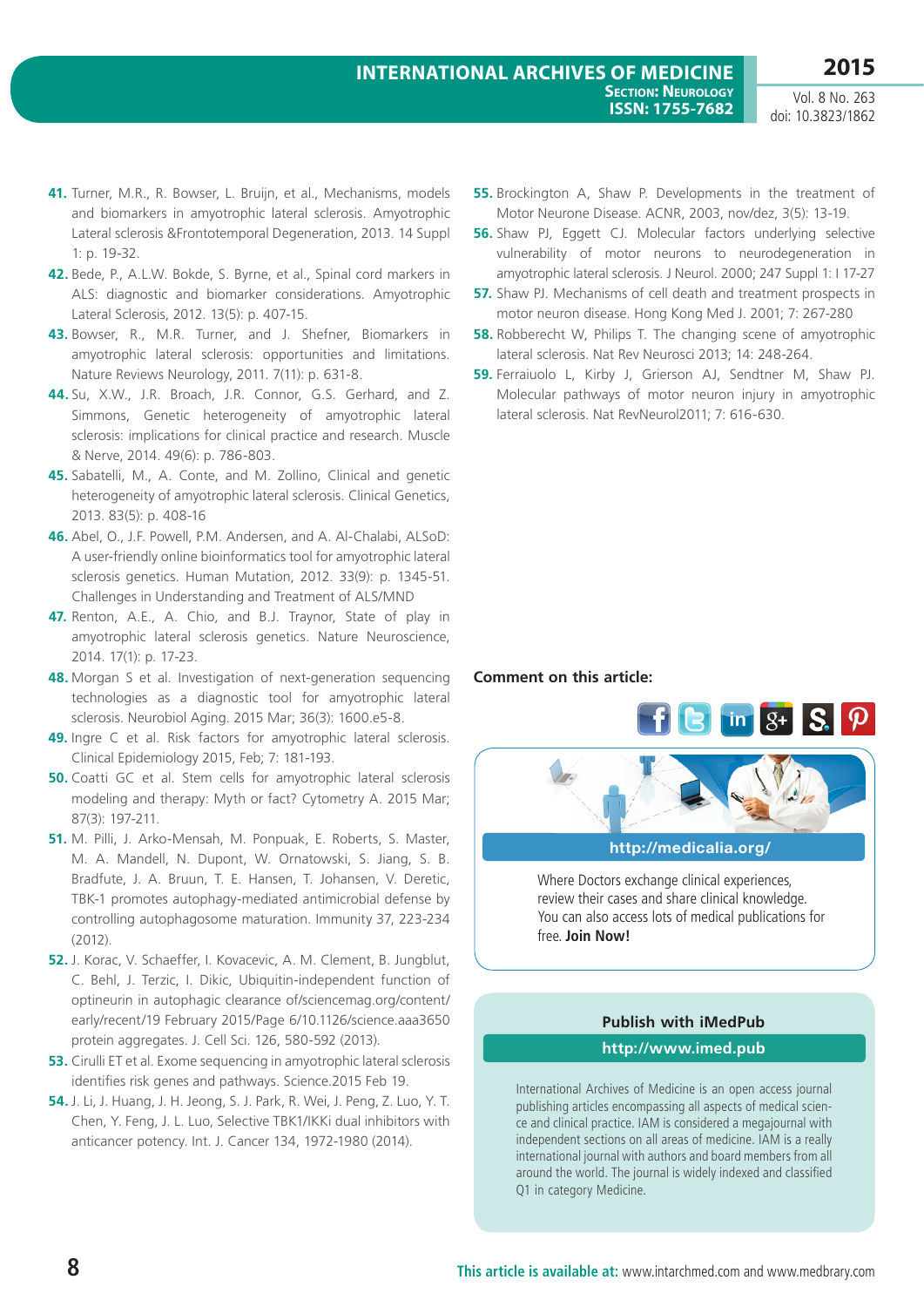41. Turner, M.R., R. Bowser, L. Bruijn, et al., Mechanisms, models and biomarkers in amyotrophic lateral sclerosis. Amyotrophic Lateral sclerosis &Frontotemporal Degeneration, 2013. 14 Suppl 1: p. 19-32.

42. Bede, P., A.L.W. Bokde, S. Byrne, et al., Spinal cord markers in ALS: diagnostic and biomarker considerations. Amyotrophic Lateral Sclerosis, 2012. 13(5): p. 407-15.

43. Bowser, R., M.R. Turner, and J. Shefner, Biomarkers in amyotrophic lateral sclerosis: opportunities and limitations. Nature Reviews Neurology, 2011. 7(11): p. 631-8.

44. Su, X.W., J.R. Broach, J.R. Connor, G.S. Gerhard, and Z. Simmons, Genetic heterogeneity of amyotrophic lateral sclerosis: implications for clinical practice and research. Muscle & Nerve, 2014. 49(6): p. 786-803.

45. Sabatelli, M., A. Conte, and M. Zollino, Clinical and genetic heterogeneity of amyotrophic lateral sclerosis. Clinical Genetics, 2013. 83(5): p. 408-16

46. Abel, O., J.F. Powell, P.M. Andersen, and A. Al-Chalabi, ALSoD: A user-friendly online bioinformatics tool for amyotrophic lateral sclerosis genetics. Human Mutation, 2012. 33(9): p. 1345-51. Challenges in Understanding and Treatment of ALS/MND

47. Renton, A.E., A. Chio, and B.J. Traynor, State of play in amyotrophic lateral sclerosis genetics. Nature Neuroscience, 2014. 17(1): p. 17-23.

48. Morgan S et al. Investigation of next-generation sequencing technologies as a diagnostic tool for amyotrophic lateral sclerosis. Neurobiol Aging. 2015 Mar; 36(3): 1600.e5-8.

49. Ingre C et al. Risk factors for amyotrophic lateral sclerosis. Clinical Epidemiology 2015, Feb; 7: 181-193.

50. Coatti GC et al. Stem cells for amyotrophic lateral sclerosis modeling and therapy: Myth or fact? Cytometry A. 2015 Mar; 87(3): 197-211.

51. M. Pilli, J. Arko-Mensah, M. Ponpuak, E. Roberts, S. Master, M. A. Mandell, N. Dupont, W. Ornatowski, S. Jiang, S. B. Bradfute, J. A. Bruun, T. E. Hansen, T. Johansen, V. Deretic, TBK-1 promotes autophagy-mediated antimicrobial defense by controlling autophagosome maturation. Immunity 37, 223-234 (2012).

52. J. Korac, V. Schaeffer, I. Kovacevic, A. M. Clement, B. Jungblut, C. Behl, J. Terzic, I. Dikic, Ubiquitin-independent function of optineurin in autophagic clearance of/sciencemag.org/content/early/recent/19 February 2015/Page 6/10.1126/science.aaa3650 protein aggregates. J. Cell Sci. 126, 580-592 (2013).

53. Cirulli ET et al. Exome sequencing in amyotrophic lateral sclerosis identifies risk genes and pathways. Science.2015 Feb 19.

54. J. Li, J. Huang, J. H. Jeong, S. J. Park, R. Wei, J. Peng, Z. Luo, Y. T. Chen, Y. Feng, J. L. Luo, Selective TBK1/IKKi dual inhibitors with anticancer potency. Int. J. Cancer 134, 1972-1980 (2014).

55. Brockington A, Shaw P. Developments in the treatment of Motor Neurone Disease. ACNR, 2003, nov/dez, 3(5): 13-19.

56. Shaw PJ, Eggett CJ. Molecular factors underlying selective vulnerability of motor neurons to neurodegeneration in amyotrophic lateral sclerosis. J Neurol. 2000; 247 Suppl 1: I 17-27

57. Shaw PJ. Mechanisms of cell death and treatment prospects in motor neuron disease. Hong Kong Med J. 2001; 7: 267-280

58. Robberecht W, Philips T. The changing scene of amyotrophic lateral sclerosis. Nat Rev Neurosci 2013; 14: 248-264.

59. Ferraiuolo L, Kirby J, Grierson AJ, Sendtner M, Shaw PJ. Molecular pathways of motor neuron injury in amyotrophic lateral sclerosis. Nat RevNeurol2011; 7: 616-630.

**Comment on this article:**

http://medicalia.org/

Where Doctors exchange clinical experiences, review their cases and share clinical knowledge. You can also access lots of medical publications for free. **Join Now!**

**Publish with iMedPub**

**http://www.imed.pub**

International Archives of Medicine is an open access journal publishing articles encompassing all aspects of medical science and clinical practice. IAM is considered a megajournal with independent sections on all areas of medicine. IAM is a really international journal with authors and board members from all around the world. The journal is widely indexed and classified Q1 in category Medicine.